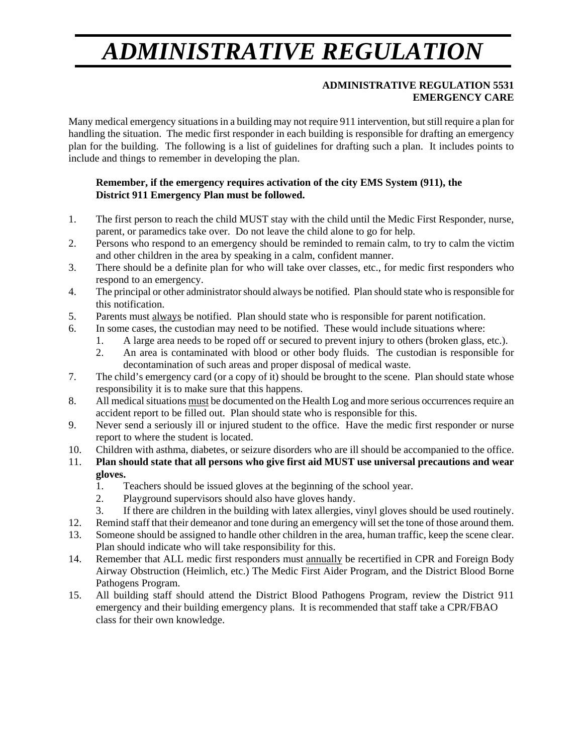# *ADMINISTRATIVE REGULATION*

**ADMINISTRATIVE REGULATION 5531**
**EMERGENCY CARE**

Many medical emergency situations in a building may not require 911 intervention, but still require a plan for handling the situation. The medic first responder in each building is responsible for drafting an emergency plan for the building. The following is a list of guidelines for drafting such a plan. It includes points to include and things to remember in developing the plan.

**Remember, if the emergency requires activation of the city EMS System (911), the District 911 Emergency Plan must be followed.**

1. The first person to reach the child MUST stay with the child until the Medic First Responder, nurse, parent, or paramedics take over. Do not leave the child alone to go for help.
2. Persons who respond to an emergency should be reminded to remain calm, to try to calm the victim and other children in the area by speaking in a calm, confident manner.
3. There should be a definite plan for who will take over classes, etc., for medic first responders who respond to an emergency.
4. The principal or other administrator should always be notified. Plan should state who is responsible for this notification.
5. Parents must <u>always</u> be notified. Plan should state who is responsible for parent notification.
6. In some cases, the custodian may need to be notified. These would include situations where:
    1. A large area needs to be roped off or secured to prevent injury to others (broken glass, etc.).
    2. An area is contaminated with blood or other body fluids. The custodian is responsible for decontamination of such areas and proper disposal of medical waste.
7. The child's emergency card (or a copy of it) should be brought to the scene. Plan should state whose responsibility it is to make sure that this happens.
8. All medical situations <u>must</u> be documented on the Health Log and more serious occurrences require an accident report to be filled out. Plan should state who is responsible for this.
9. Never send a seriously ill or injured student to the office. Have the medic first responder or nurse report to where the student is located.
10. Children with asthma, diabetes, or seizure disorders who are ill should be accompanied to the office.
11. **Plan should state that all persons who give first aid MUST use universal precautions and wear gloves.**
    1. Teachers should be issued gloves at the beginning of the school year.
    2. Playground supervisors should also have gloves handy.
    3. If there are children in the building with latex allergies, vinyl gloves should be used routinely.
12. Remind staff that their demeanor and tone during an emergency will set the tone of those around them.
13. Someone should be assigned to handle other children in the area, human traffic, keep the scene clear. Plan should indicate who will take responsibility for this.
14. Remember that ALL medic first responders must <u>annually</u> be recertified in CPR and Foreign Body Airway Obstruction (Heimlich, etc.) The Medic First Aider Program, and the District Blood Borne Pathogens Program.
15. All building staff should attend the District Blood Pathogens Program, review the District 911 emergency and their building emergency plans. It is recommended that staff take a CPR/FBAO class for their own knowledge.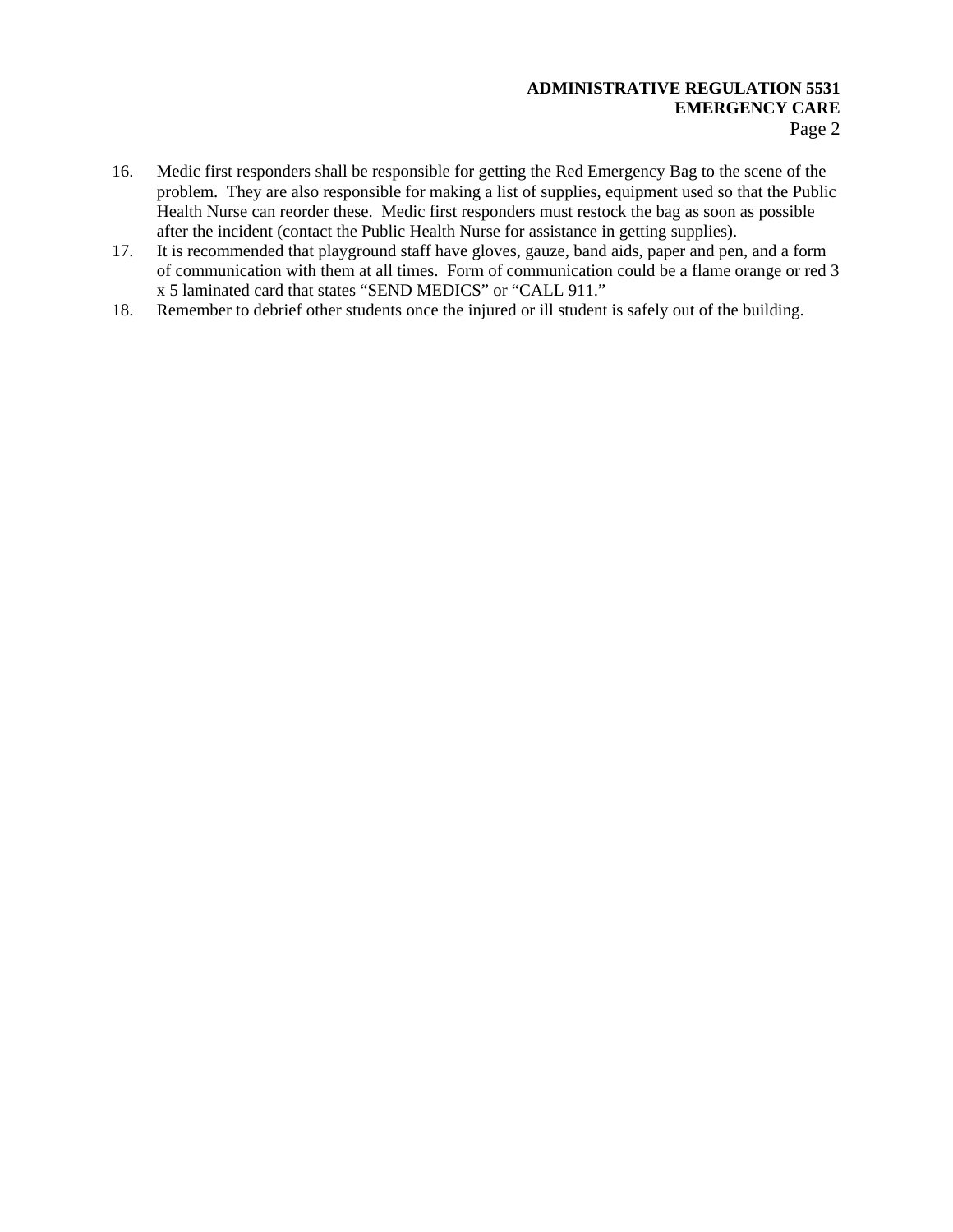16. Medic first responders shall be responsible for getting the Red Emergency Bag to the scene of the problem. They are also responsible for making a list of supplies, equipment used so that the Public Health Nurse can reorder these. Medic first responders must restock the bag as soon as possible after the incident (contact the Public Health Nurse for assistance in getting supplies).
17. It is recommended that playground staff have gloves, gauze, band aids, paper and pen, and a form of communication with them at all times. Form of communication could be a flame orange or red 3 x 5 laminated card that states "SEND MEDICS" or "CALL 911."
18. Remember to debrief other students once the injured or ill student is safely out of the building.